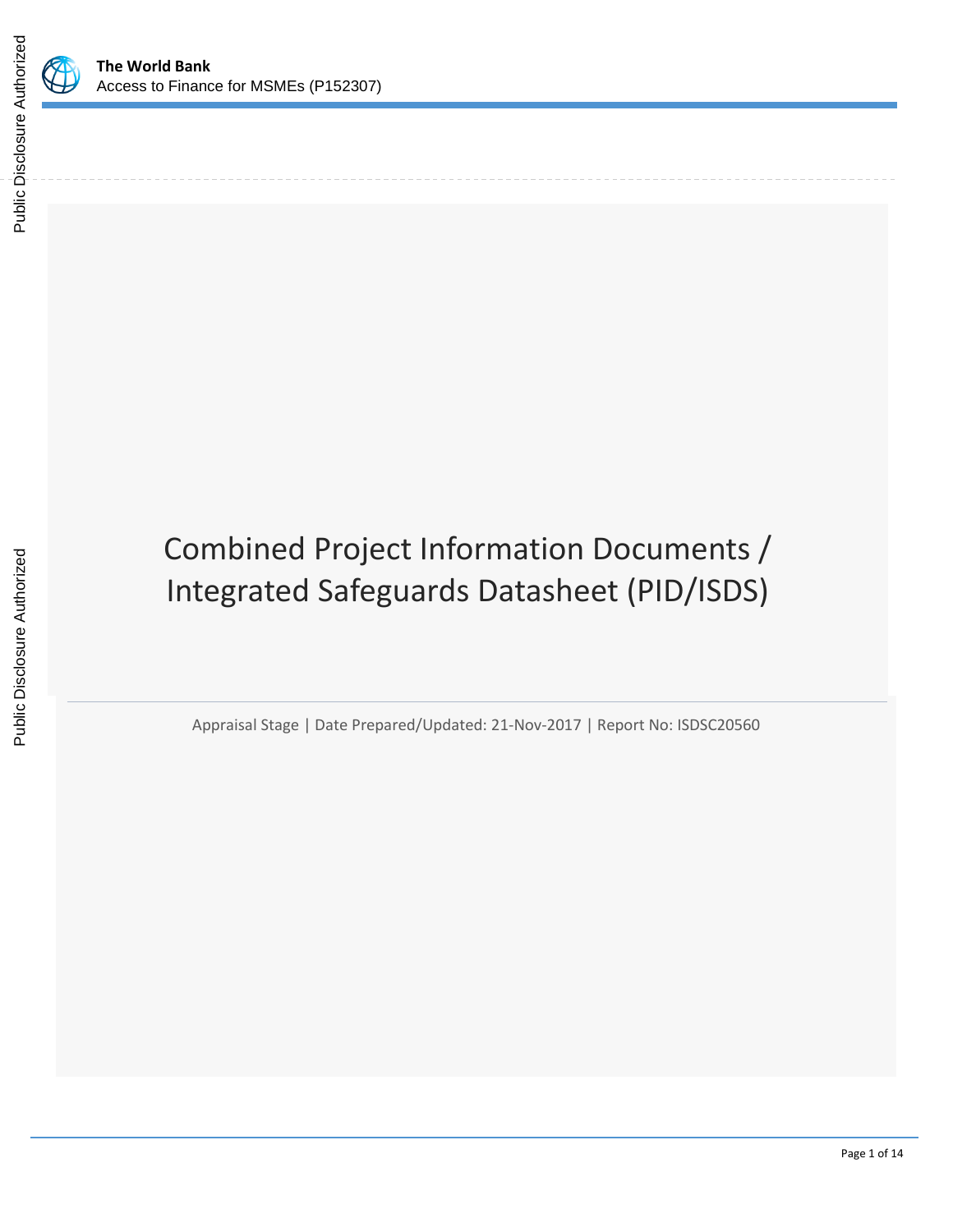**The World Bank**
Access to Finance for MSMEs (P152307)

# Combined Project Information Documents / Integrated Safeguards Datasheet (PID/ISDS)

Appraisal Stage | Date Prepared/Updated: 21-Nov-2017 | Report No: ISDSC20560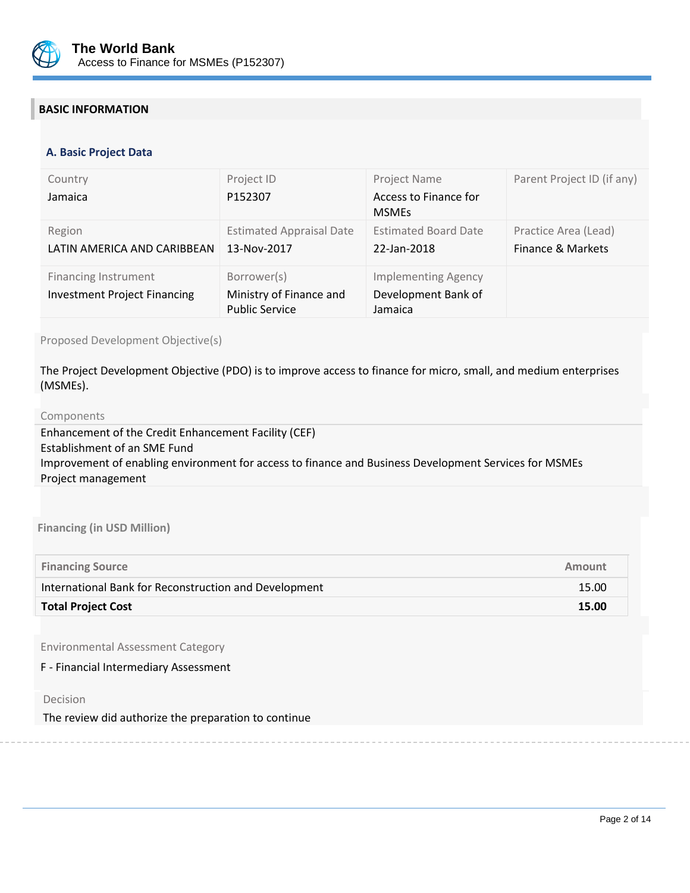## BASIC INFORMATION

### A. Basic Project Data

| Country | Project ID | Project Name | Parent Project ID (if any) |
|---|---|---|---|
| Jamaica | P152307 | Access to Finance for MSMEs | |
| **Region** | **Estimated Appraisal Date** | **Estimated Board Date** | **Practice Area (Lead)** |
| LATIN AMERICA AND CARIBBEAN | 13-Nov-2017 | 22-Jan-2018 | Finance & Markets |
| **Financing Instrument** | **Borrower(s)** | **Implementing Agency** | |
| Investment Project Financing | Ministry of Finance and Public Service | Development Bank of Jamaica | |

Proposed Development Objective(s)

The Project Development Objective (PDO) is to improve access to finance for micro, small, and medium enterprises (MSMEs).

Components

Enhancement of the Credit Enhancement Facility (CEF)
Establishment of an SME Fund
Improvement of enabling environment for access to finance and Business Development Services for MSMEs
Project management

**Financing (in USD Million)**

| Financing Source | Amount |
|---|---|
| International Bank for Reconstruction and Development | 15.00 |
| **Total Project Cost** | **15.00** |

Environmental Assessment Category

F - Financial Intermediary Assessment

Decision

The review did authorize the preparation to continue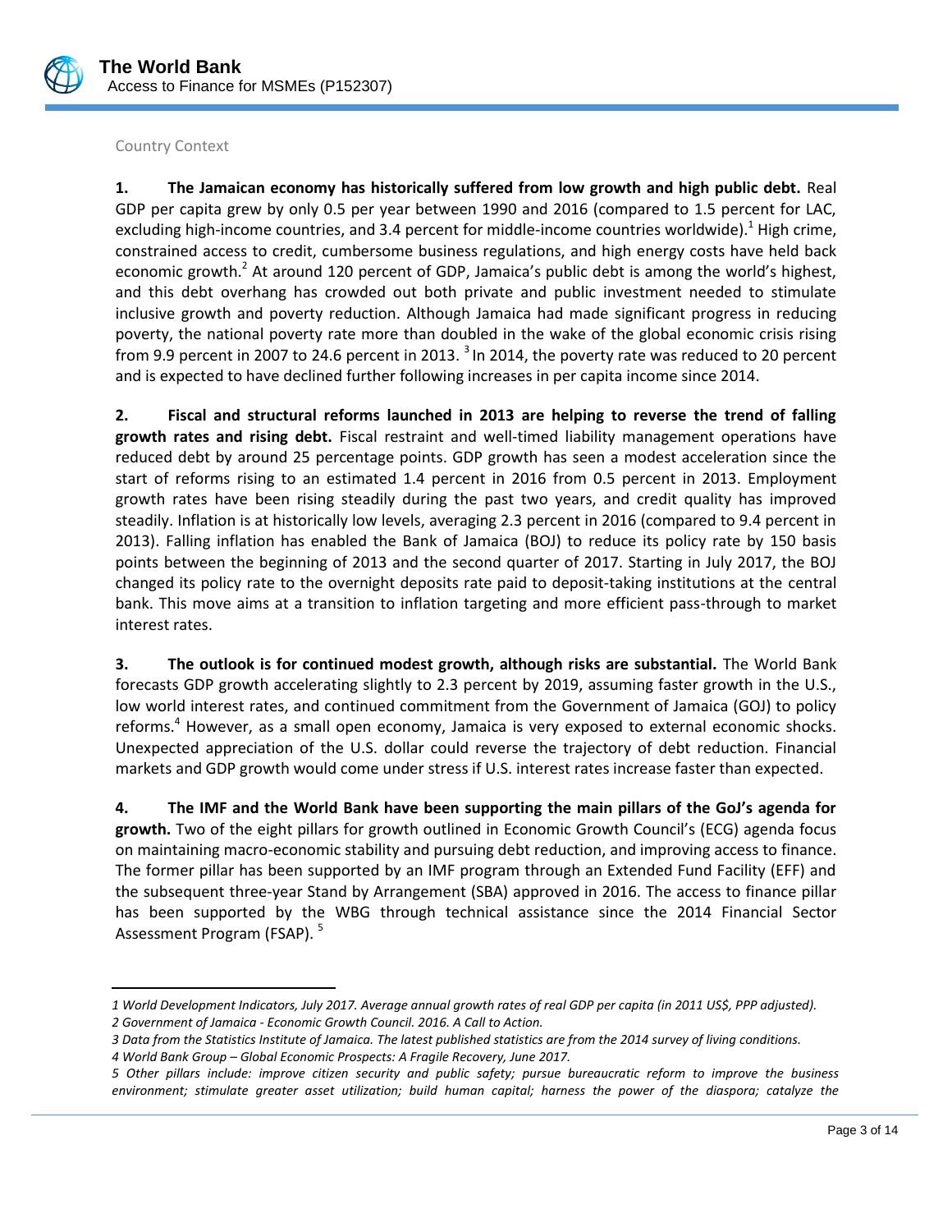## Country Context

**1. The Jamaican economy has historically suffered from low growth and high public debt.** Real GDP per capita grew by only 0.5 per year between 1990 and 2016 (compared to 1.5 percent for LAC, excluding high-income countries, and 3.4 percent for middle-income countries worldwide).[1] High crime, constrained access to credit, cumbersome business regulations, and high energy costs have held back economic growth.[2] At around 120 percent of GDP, Jamaica's public debt is among the world's highest, and this debt overhang has crowded out both private and public investment needed to stimulate inclusive growth and poverty reduction. Although Jamaica had made significant progress in reducing poverty, the national poverty rate more than doubled in the wake of the global economic crisis rising from 9.9 percent in 2007 to 24.6 percent in 2013. [3] In 2014, the poverty rate was reduced to 20 percent and is expected to have declined further following increases in per capita income since 2014.

**2. Fiscal and structural reforms launched in 2013 are helping to reverse the trend of falling growth rates and rising debt.** Fiscal restraint and well-timed liability management operations have reduced debt by around 25 percentage points. GDP growth has seen a modest acceleration since the start of reforms rising to an estimated 1.4 percent in 2016 from 0.5 percent in 2013. Employment growth rates have been rising steadily during the past two years, and credit quality has improved steadily. Inflation is at historically low levels, averaging 2.3 percent in 2016 (compared to 9.4 percent in 2013). Falling inflation has enabled the Bank of Jamaica (BOJ) to reduce its policy rate by 150 basis points between the beginning of 2013 and the second quarter of 2017. Starting in July 2017, the BOJ changed its policy rate to the overnight deposits rate paid to deposit-taking institutions at the central bank. This move aims at a transition to inflation targeting and more efficient pass-through to market interest rates.

**3. The outlook is for continued modest growth, although risks are substantial.** The World Bank forecasts GDP growth accelerating slightly to 2.3 percent by 2019, assuming faster growth in the U.S., low world interest rates, and continued commitment from the Government of Jamaica (GOJ) to policy reforms.[4] However, as a small open economy, Jamaica is very exposed to external economic shocks. Unexpected appreciation of the U.S. dollar could reverse the trajectory of debt reduction. Financial markets and GDP growth would come under stress if U.S. interest rates increase faster than expected.

**4. The IMF and the World Bank have been supporting the main pillars of the GoJ's agenda for growth.** Two of the eight pillars for growth outlined in Economic Growth Council's (ECG) agenda focus on maintaining macro-economic stability and pursuing debt reduction, and improving access to finance. The former pillar has been supported by an IMF program through an Extended Fund Facility (EFF) and the subsequent three-year Stand by Arrangement (SBA) approved in 2016. The access to finance pillar has been supported by the WBG through technical assistance since the 2014 Financial Sector Assessment Program (FSAP). [5]

---

*1 World Development Indicators, July 2017. Average annual growth rates of real GDP per capita (in 2011 US$, PPP adjusted).*

*2 Government of Jamaica - Economic Growth Council. 2016. A Call to Action.*

*3 Data from the Statistics Institute of Jamaica. The latest published statistics are from the 2014 survey of living conditions.*

*4 World Bank Group – Global Economic Prospects: A Fragile Recovery, June 2017.*

*5 Other pillars include: improve citizen security and public safety; pursue bureaucratic reform to improve the business environment; stimulate greater asset utilization; build human capital; harness the power of the diaspora; catalyze the*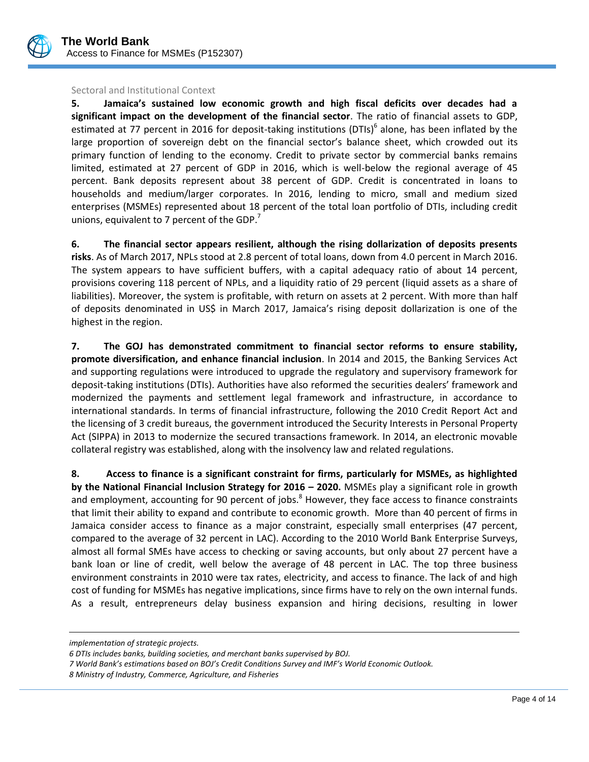Sectoral and Institutional Context

**5. Jamaica's sustained low economic growth and high fiscal deficits over decades had a significant impact on the development of the financial sector**. The ratio of financial assets to GDP, estimated at 77 percent in 2016 for deposit-taking institutions (DTIs)[6] alone, has been inflated by the large proportion of sovereign debt on the financial sector's balance sheet, which crowded out its primary function of lending to the economy. Credit to private sector by commercial banks remains limited, estimated at 27 percent of GDP in 2016, which is well-below the regional average of 45 percent. Bank deposits represent about 38 percent of GDP. Credit is concentrated in loans to households and medium/larger corporates. In 2016, lending to micro, small and medium sized enterprises (MSMEs) represented about 18 percent of the total loan portfolio of DTIs, including credit unions, equivalent to 7 percent of the GDP.[7]

**6. The financial sector appears resilient, although the rising dollarization of deposits presents risks**. As of March 2017, NPLs stood at 2.8 percent of total loans, down from 4.0 percent in March 2016. The system appears to have sufficient buffers, with a capital adequacy ratio of about 14 percent, provisions covering 118 percent of NPLs, and a liquidity ratio of 29 percent (liquid assets as a share of liabilities). Moreover, the system is profitable, with return on assets at 2 percent. With more than half of deposits denominated in US$ in March 2017, Jamaica's rising deposit dollarization is one of the highest in the region.

**7. The GOJ has demonstrated commitment to financial sector reforms to ensure stability, promote diversification, and enhance financial inclusion**. In 2014 and 2015, the Banking Services Act and supporting regulations were introduced to upgrade the regulatory and supervisory framework for deposit-taking institutions (DTIs). Authorities have also reformed the securities dealers' framework and modernized the payments and settlement legal framework and infrastructure, in accordance to international standards. In terms of financial infrastructure, following the 2010 Credit Report Act and the licensing of 3 credit bureaus, the government introduced the Security Interests in Personal Property Act (SIPPA) in 2013 to modernize the secured transactions framework. In 2014, an electronic movable collateral registry was established, along with the insolvency law and related regulations.

**8. Access to finance is a significant constraint for firms, particularly for MSMEs, as highlighted by the National Financial Inclusion Strategy for 2016 – 2020.** MSMEs play a significant role in growth and employment, accounting for 90 percent of jobs.[8] However, they face access to finance constraints that limit their ability to expand and contribute to economic growth. More than 40 percent of firms in Jamaica consider access to finance as a major constraint, especially small enterprises (47 percent, compared to the average of 32 percent in LAC). According to the 2010 World Bank Enterprise Surveys, almost all formal SMEs have access to checking or saving accounts, but only about 27 percent have a bank loan or line of credit, well below the average of 48 percent in LAC. The top three business environment constraints in 2010 were tax rates, electricity, and access to finance. The lack of and high cost of funding for MSMEs has negative implications, since firms have to rely on the own internal funds. As a result, entrepreneurs delay business expansion and hiring decisions, resulting in lower

---

*implementation of strategic projects.*

*6 DTIs includes banks, building societies, and merchant banks supervised by BOJ.*

*7 World Bank's estimations based on BOJ's Credit Conditions Survey and IMF's World Economic Outlook.*

*8 Ministry of Industry, Commerce, Agriculture, and Fisheries*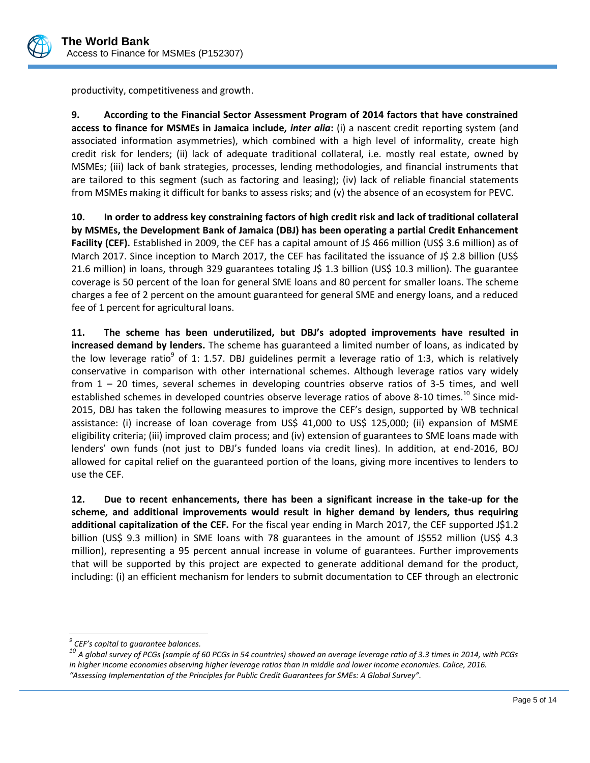productivity, competitiveness and growth.

**9. According to the Financial Sector Assessment Program of 2014 factors that have constrained access to finance for MSMEs in Jamaica include, *inter alia*:** (i) a nascent credit reporting system (and associated information asymmetries), which combined with a high level of informality, create high credit risk for lenders; (ii) lack of adequate traditional collateral, i.e. mostly real estate, owned by MSMEs; (iii) lack of bank strategies, processes, lending methodologies, and financial instruments that are tailored to this segment (such as factoring and leasing); (iv) lack of reliable financial statements from MSMEs making it difficult for banks to assess risks; and (v) the absence of an ecosystem for PEVC.

**10. In order to address key constraining factors of high credit risk and lack of traditional collateral by MSMEs, the Development Bank of Jamaica (DBJ) has been operating a partial Credit Enhancement Facility (CEF).** Established in 2009, the CEF has a capital amount of J$ 466 million (US$ 3.6 million) as of March 2017. Since inception to March 2017, the CEF has facilitated the issuance of J$ 2.8 billion (US$ 21.6 million) in loans, through 329 guarantees totaling J$ 1.3 billion (US$ 10.3 million). The guarantee coverage is 50 percent of the loan for general SME loans and 80 percent for smaller loans. The scheme charges a fee of 2 percent on the amount guaranteed for general SME and energy loans, and a reduced fee of 1 percent for agricultural loans.

**11. The scheme has been underutilized, but DBJ's adopted improvements have resulted in increased demand by lenders.** The scheme has guaranteed a limited number of loans, as indicated by the low leverage ratio[9] of 1: 1.57. DBJ guidelines permit a leverage ratio of 1:3, which is relatively conservative in comparison with other international schemes. Although leverage ratios vary widely from 1 – 20 times, several schemes in developing countries observe ratios of 3-5 times, and well established schemes in developed countries observe leverage ratios of above 8-10 times.[10] Since mid-2015, DBJ has taken the following measures to improve the CEF's design, supported by WB technical assistance: (i) increase of loan coverage from US$ 41,000 to US$ 125,000; (ii) expansion of MSME eligibility criteria; (iii) improved claim process; and (iv) extension of guarantees to SME loans made with lenders' own funds (not just to DBJ's funded loans via credit lines). In addition, at end-2016, BOJ allowed for capital relief on the guaranteed portion of the loans, giving more incentives to lenders to use the CEF.

**12. Due to recent enhancements, there has been a significant increase in the take-up for the scheme, and additional improvements would result in higher demand by lenders, thus requiring additional capitalization of the CEF.** For the fiscal year ending in March 2017, the CEF supported J$1.2 billion (US$ 9.3 million) in SME loans with 78 guarantees in the amount of J$552 million (US$ 4.3 million), representing a 95 percent annual increase in volume of guarantees. Further improvements that will be supported by this project are expected to generate additional demand for the product, including: (i) an efficient mechanism for lenders to submit documentation to CEF through an electronic

---

[9] *CEF's capital to guarantee balances.*

[10] *A global survey of PCGs (sample of 60 PCGs in 54 countries) showed an average leverage ratio of 3.3 times in 2014, with PCGs in higher income economies observing higher leverage ratios than in middle and lower income economies. Calice, 2016. "Assessing Implementation of the Principles for Public Credit Guarantees for SMEs: A Global Survey".*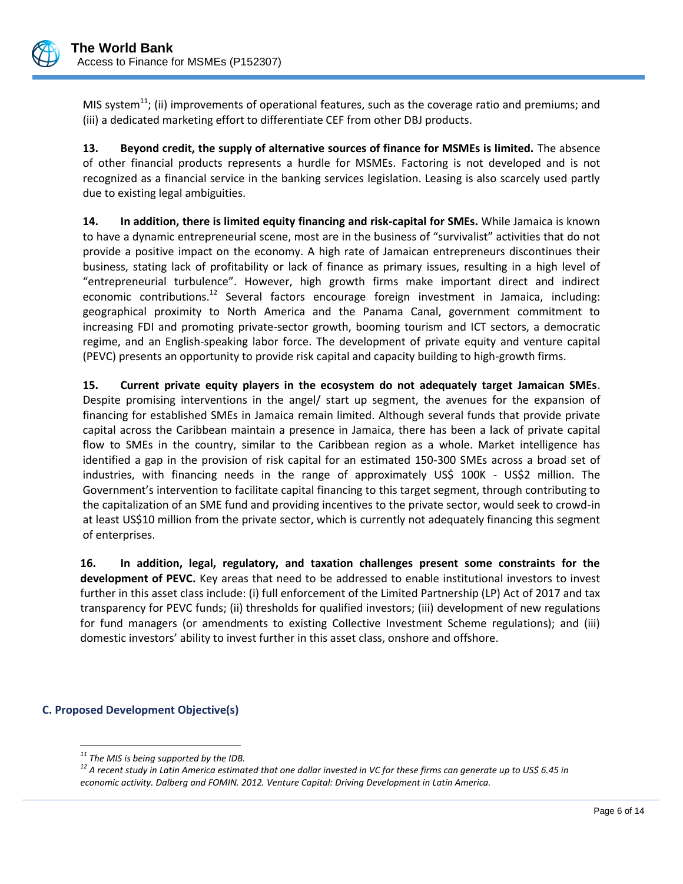MIS system[11]; (ii) improvements of operational features, such as the coverage ratio and premiums; and (iii) a dedicated marketing effort to differentiate CEF from other DBJ products.

**13. Beyond credit, the supply of alternative sources of finance for MSMEs is limited.** The absence of other financial products represents a hurdle for MSMEs. Factoring is not developed and is not recognized as a financial service in the banking services legislation. Leasing is also scarcely used partly due to existing legal ambiguities.

**14. In addition, there is limited equity financing and risk-capital for SMEs.** While Jamaica is known to have a dynamic entrepreneurial scene, most are in the business of "survivalist" activities that do not provide a positive impact on the economy. A high rate of Jamaican entrepreneurs discontinues their business, stating lack of profitability or lack of finance as primary issues, resulting in a high level of "entrepreneurial turbulence". However, high growth firms make important direct and indirect economic contributions.[12] Several factors encourage foreign investment in Jamaica, including: geographical proximity to North America and the Panama Canal, government commitment to increasing FDI and promoting private-sector growth, booming tourism and ICT sectors, a democratic regime, and an English-speaking labor force. The development of private equity and venture capital (PEVC) presents an opportunity to provide risk capital and capacity building to high-growth firms.

**15. Current private equity players in the ecosystem do not adequately target Jamaican SMEs**. Despite promising interventions in the angel/ start up segment, the avenues for the expansion of financing for established SMEs in Jamaica remain limited. Although several funds that provide private capital across the Caribbean maintain a presence in Jamaica, there has been a lack of private capital flow to SMEs in the country, similar to the Caribbean region as a whole. Market intelligence has identified a gap in the provision of risk capital for an estimated 150-300 SMEs across a broad set of industries, with financing needs in the range of approximately US$ 100K - US$2 million. The Government's intervention to facilitate capital financing to this target segment, through contributing to the capitalization of an SME fund and providing incentives to the private sector, would seek to crowd-in at least US$10 million from the private sector, which is currently not adequately financing this segment of enterprises.

**16. In addition, legal, regulatory, and taxation challenges present some constraints for the development of PEVC.** Key areas that need to be addressed to enable institutional investors to invest further in this asset class include: (i) full enforcement of the Limited Partnership (LP) Act of 2017 and tax transparency for PEVC funds; (ii) thresholds for qualified investors; (iii) development of new regulations for fund managers (or amendments to existing Collective Investment Scheme regulations); and (iii) domestic investors' ability to invest further in this asset class, onshore and offshore.

## C. Proposed Development Objective(s)

---

*[11] The MIS is being supported by the IDB.*

*[12] A recent study in Latin America estimated that one dollar invested in VC for these firms can generate up to US$ 6.45 in economic activity. Dalberg and FOMIN. 2012. Venture Capital: Driving Development in Latin America.*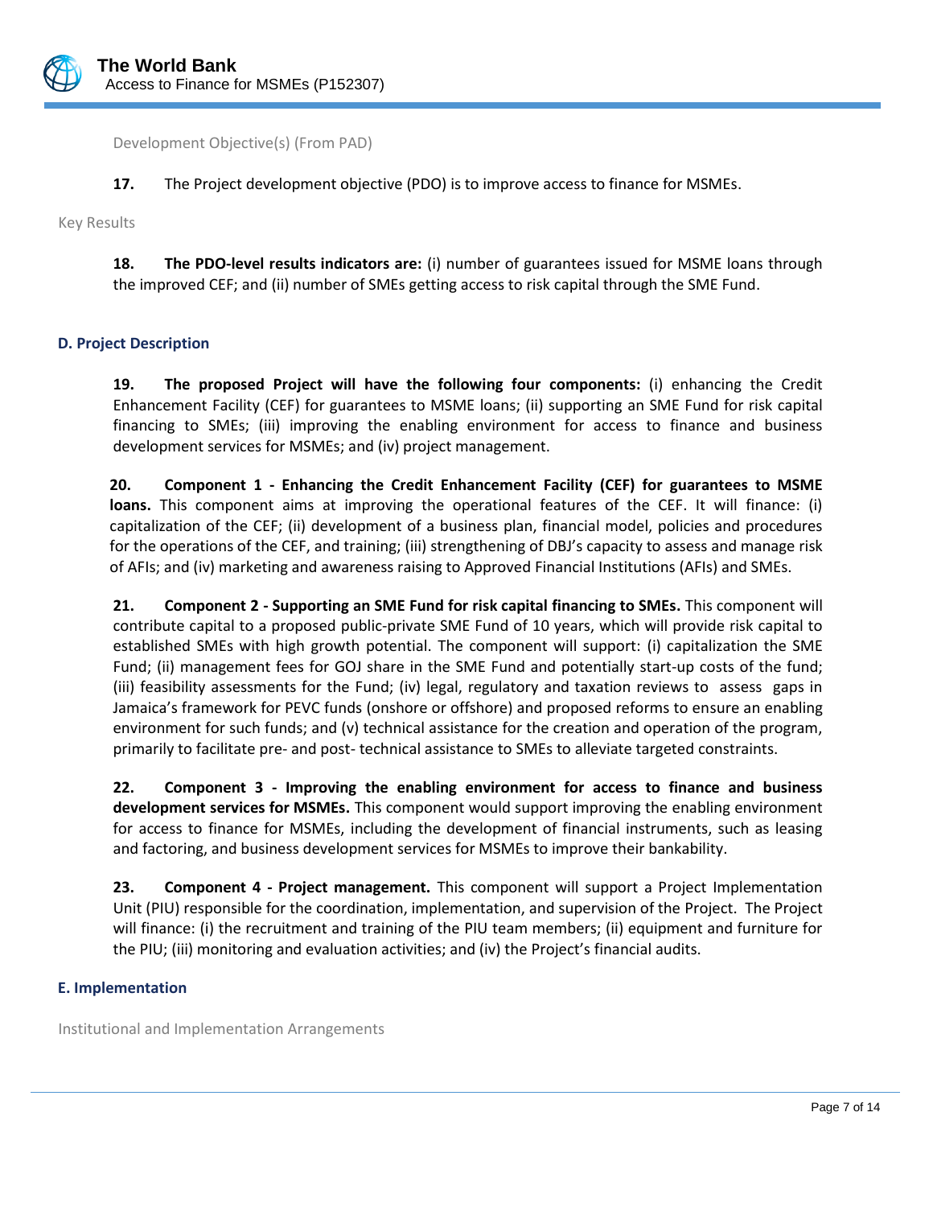Development Objective(s) (From PAD)

**17.** The Project development objective (PDO) is to improve access to finance for MSMEs.

Key Results

**18. The PDO-level results indicators are:** (i) number of guarantees issued for MSME loans through the improved CEF; and (ii) number of SMEs getting access to risk capital through the SME Fund.

### D. Project Description

**19. The proposed Project will have the following four components:** (i) enhancing the Credit Enhancement Facility (CEF) for guarantees to MSME loans; (ii) supporting an SME Fund for risk capital financing to SMEs; (iii) improving the enabling environment for access to finance and business development services for MSMEs; and (iv) project management.

**20. Component 1 - Enhancing the Credit Enhancement Facility (CEF) for guarantees to MSME loans.** This component aims at improving the operational features of the CEF. It will finance: (i) capitalization of the CEF; (ii) development of a business plan, financial model, policies and procedures for the operations of the CEF, and training; (iii) strengthening of DBJ's capacity to assess and manage risk of AFIs; and (iv) marketing and awareness raising to Approved Financial Institutions (AFIs) and SMEs.

**21. Component 2 - Supporting an SME Fund for risk capital financing to SMEs.** This component will contribute capital to a proposed public-private SME Fund of 10 years, which will provide risk capital to established SMEs with high growth potential. The component will support: (i) capitalization the SME Fund; (ii) management fees for GOJ share in the SME Fund and potentially start-up costs of the fund; (iii) feasibility assessments for the Fund; (iv) legal, regulatory and taxation reviews to assess gaps in Jamaica's framework for PEVC funds (onshore or offshore) and proposed reforms to ensure an enabling environment for such funds; and (v) technical assistance for the creation and operation of the program, primarily to facilitate pre- and post- technical assistance to SMEs to alleviate targeted constraints.

**22. Component 3 - Improving the enabling environment for access to finance and business development services for MSMEs.** This component would support improving the enabling environment for access to finance for MSMEs, including the development of financial instruments, such as leasing and factoring, and business development services for MSMEs to improve their bankability.

**23. Component 4 - Project management.** This component will support a Project Implementation Unit (PIU) responsible for the coordination, implementation, and supervision of the Project. The Project will finance: (i) the recruitment and training of the PIU team members; (ii) equipment and furniture for the PIU; (iii) monitoring and evaluation activities; and (iv) the Project's financial audits.

### E. Implementation

Institutional and Implementation Arrangements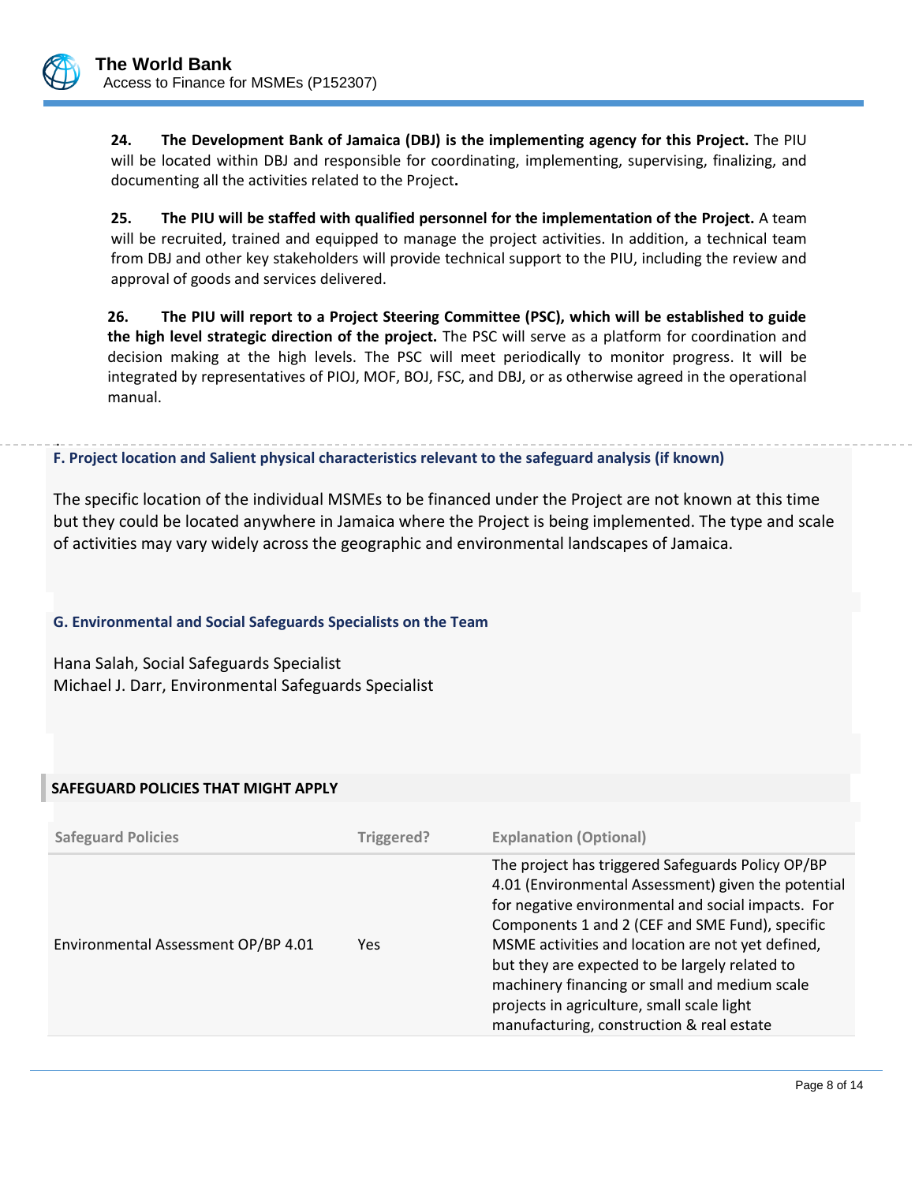**24. The Development Bank of Jamaica (DBJ) is the implementing agency for this Project.** The PIU will be located within DBJ and responsible for coordinating, implementing, supervising, finalizing, and documenting all the activities related to the Project**.**

**25. The PIU will be staffed with qualified personnel for the implementation of the Project.** A team will be recruited, trained and equipped to manage the project activities. In addition, a technical team from DBJ and other key stakeholders will provide technical support to the PIU, including the review and approval of goods and services delivered.

**26. The PIU will report to a Project Steering Committee (PSC), which will be established to guide the high level strategic direction of the project.** The PSC will serve as a platform for coordination and decision making at the high levels. The PSC will meet periodically to monitor progress. It will be integrated by representatives of PIOJ, MOF, BOJ, FSC, and DBJ, or as otherwise agreed in the operational manual.

### F. Project location and Salient physical characteristics relevant to the safeguard analysis (if known)

The specific location of the individual MSMEs to be financed under the Project are not known at this time but they could be located anywhere in Jamaica where the Project is being implemented. The type and scale of activities may vary widely across the geographic and environmental landscapes of Jamaica.

### G. Environmental and Social Safeguards Specialists on the Team

Hana Salah, Social Safeguards Specialist
Michael J. Darr, Environmental Safeguards Specialist

## SAFEGUARD POLICIES THAT MIGHT APPLY

| Safeguard Policies | Triggered? | Explanation (Optional) |
|---|---|---|
| Environmental Assessment OP/BP 4.01 | Yes | The project has triggered Safeguards Policy OP/BP 4.01 (Environmental Assessment) given the potential for negative environmental and social impacts. For Components 1 and 2 (CEF and SME Fund), specific MSME activities and location are not yet defined, but they are expected to be largely related to machinery financing or small and medium scale projects in agriculture, small scale light manufacturing, construction & real estate |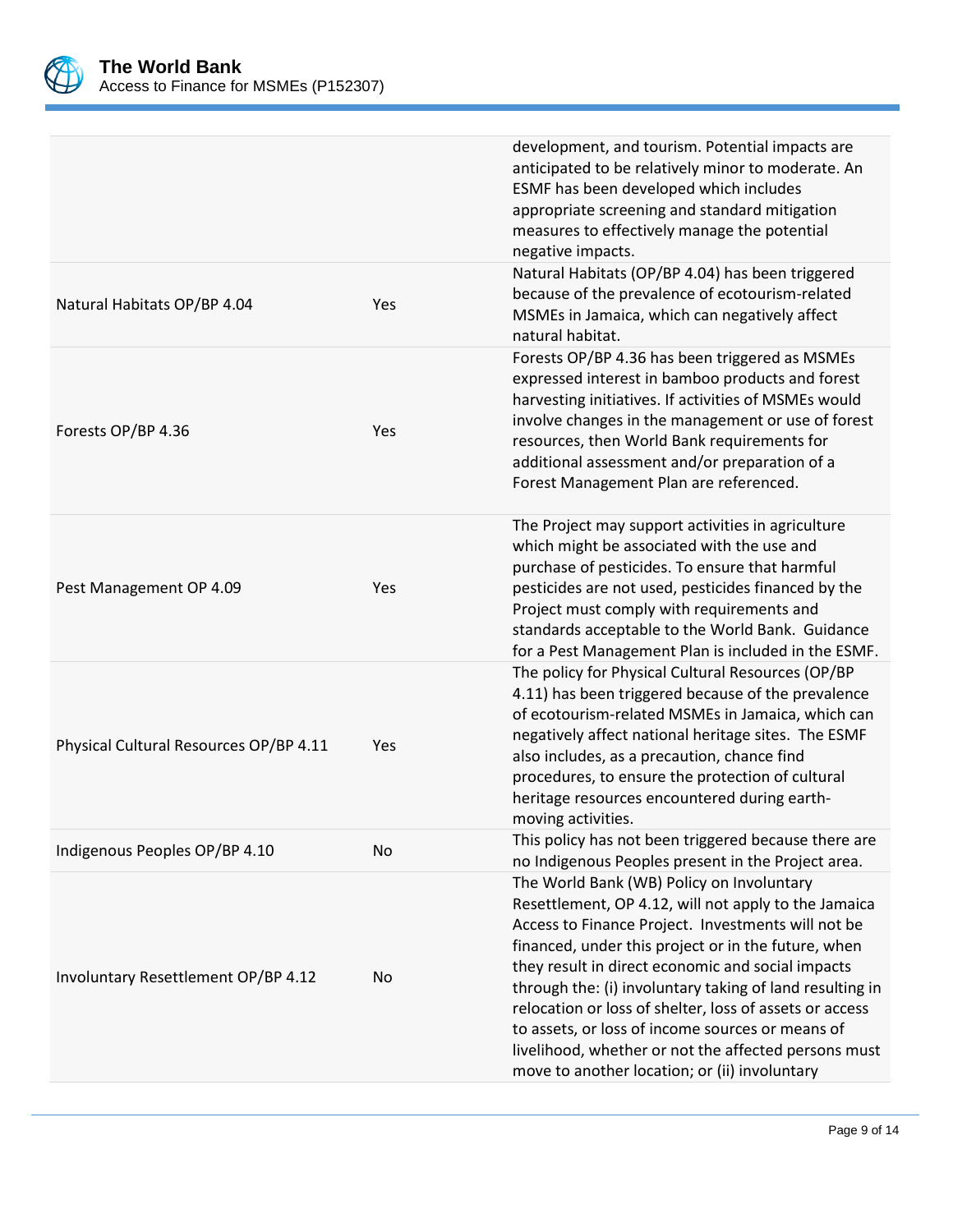| | | |
|---|---|---|
| | | development, and tourism. Potential impacts are anticipated to be relatively minor to moderate. An ESMF has been developed which includes appropriate screening and standard mitigation measures to effectively manage the potential negative impacts. |
| Natural Habitats OP/BP 4.04 | Yes | Natural Habitats (OP/BP 4.04) has been triggered because of the prevalence of ecotourism-related MSMEs in Jamaica, which can negatively affect natural habitat. |
| Forests OP/BP 4.36 | Yes | Forests OP/BP 4.36 has been triggered as MSMEs expressed interest in bamboo products and forest harvesting initiatives. If activities of MSMEs would involve changes in the management or use of forest resources, then World Bank requirements for additional assessment and/or preparation of a Forest Management Plan are referenced. |
| Pest Management OP 4.09 | Yes | The Project may support activities in agriculture which might be associated with the use and purchase of pesticides. To ensure that harmful pesticides are not used, pesticides financed by the Project must comply with requirements and standards acceptable to the World Bank. Guidance for a Pest Management Plan is included in the ESMF. |
| Physical Cultural Resources OP/BP 4.11 | Yes | The policy for Physical Cultural Resources (OP/BP 4.11) has been triggered because of the prevalence of ecotourism-related MSMEs in Jamaica, which can negatively affect national heritage sites. The ESMF also includes, as a precaution, chance find procedures, to ensure the protection of cultural heritage resources encountered during earth-moving activities. |
| Indigenous Peoples OP/BP 4.10 | No | This policy has not been triggered because there are no Indigenous Peoples present in the Project area. |
| Involuntary Resettlement OP/BP 4.12 | No | The World Bank (WB) Policy on Involuntary Resettlement, OP 4.12, will not apply to the Jamaica Access to Finance Project. Investments will not be financed, under this project or in the future, when they result in direct economic and social impacts through the: (i) involuntary taking of land resulting in relocation or loss of shelter, loss of assets or access to assets, or loss of income sources or means of livelihood, whether or not the affected persons must move to another location; or (ii) involuntary |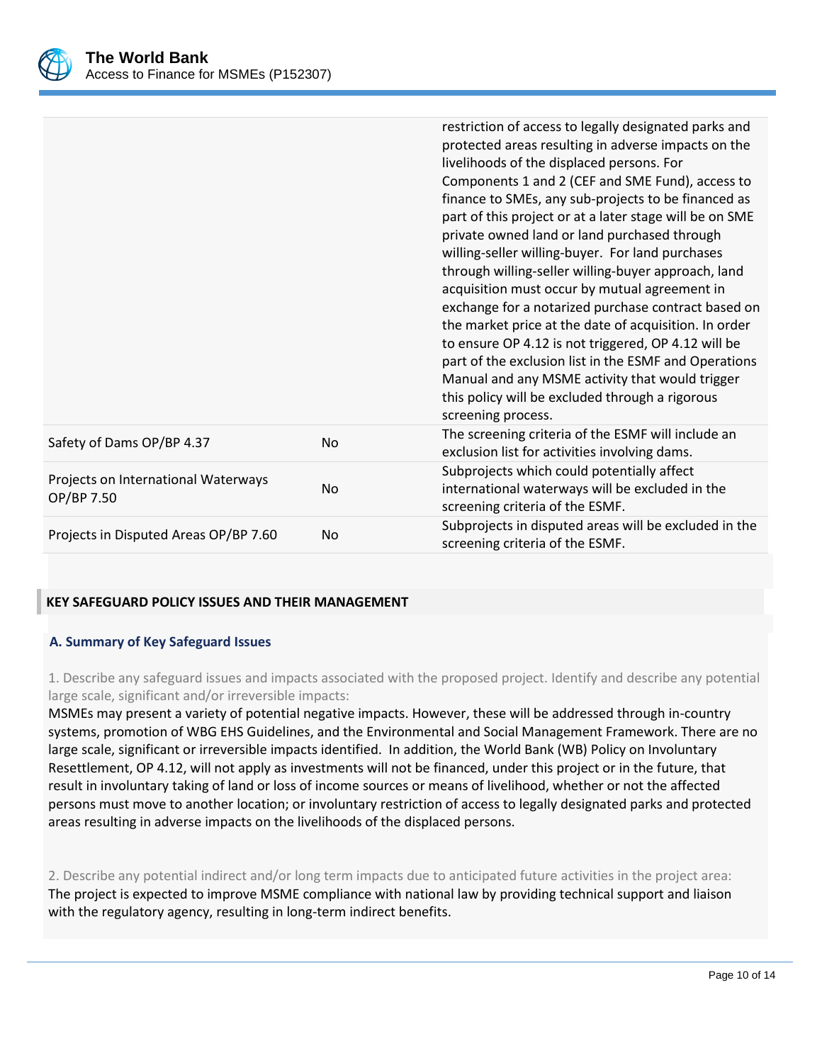| | | |
|---|---|---|
| | | restriction of access to legally designated parks and protected areas resulting in adverse impacts on the livelihoods of the displaced persons. For Components 1 and 2 (CEF and SME Fund), access to finance to SMEs, any sub-projects to be financed as part of this project or at a later stage will be on SME private owned land or land purchased through willing-seller willing-buyer. For land purchases through willing-seller willing-buyer approach, land acquisition must occur by mutual agreement in exchange for a notarized purchase contract based on the market price at the date of acquisition. In order to ensure OP 4.12 is not triggered, OP 4.12 will be part of the exclusion list in the ESMF and Operations Manual and any MSME activity that would trigger this policy will be excluded through a rigorous screening process. |
| Safety of Dams OP/BP 4.37 | No | The screening criteria of the ESMF will include an exclusion list for activities involving dams. |
| Projects on International Waterways OP/BP 7.50 | No | Subprojects which could potentially affect international waterways will be excluded in the screening criteria of the ESMF. |
| Projects in Disputed Areas OP/BP 7.60 | No | Subprojects in disputed areas will be excluded in the screening criteria of the ESMF. |

## KEY SAFEGUARD POLICY ISSUES AND THEIR MANAGEMENT

### A. Summary of Key Safeguard Issues

1. Describe any safeguard issues and impacts associated with the proposed project. Identify and describe any potential large scale, significant and/or irreversible impacts:

MSMEs may present a variety of potential negative impacts. However, these will be addressed through in-country systems, promotion of WBG EHS Guidelines, and the Environmental and Social Management Framework. There are no large scale, significant or irreversible impacts identified. In addition, the World Bank (WB) Policy on Involuntary Resettlement, OP 4.12, will not apply as investments will not be financed, under this project or in the future, that result in involuntary taking of land or loss of income sources or means of livelihood, whether or not the affected persons must move to another location; or involuntary restriction of access to legally designated parks and protected areas resulting in adverse impacts on the livelihoods of the displaced persons.

2. Describe any potential indirect and/or long term impacts due to anticipated future activities in the project area:

The project is expected to improve MSME compliance with national law by providing technical support and liaison with the regulatory agency, resulting in long-term indirect benefits.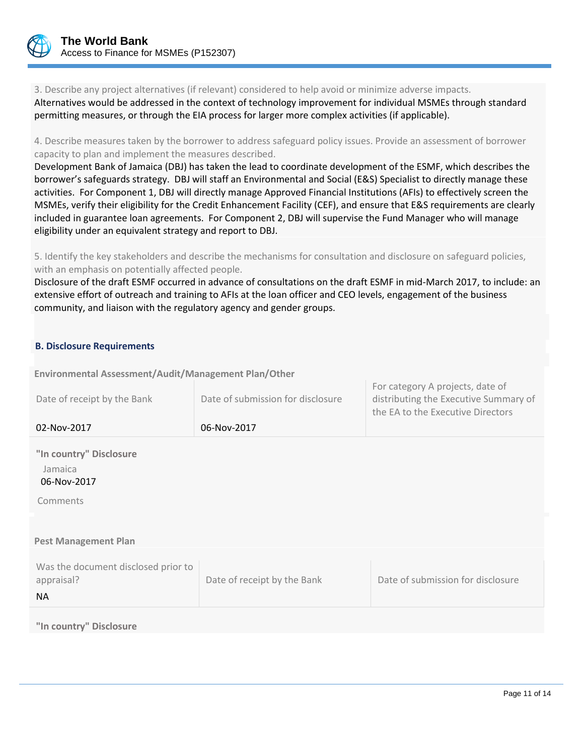3. Describe any project alternatives (if relevant) considered to help avoid or minimize adverse impacts.

Alternatives would be addressed in the context of technology improvement for individual MSMEs through standard permitting measures, or through the EIA process for larger more complex activities (if applicable).

4. Describe measures taken by the borrower to address safeguard policy issues. Provide an assessment of borrower capacity to plan and implement the measures described.

Development Bank of Jamaica (DBJ) has taken the lead to coordinate development of the ESMF, which describes the borrower's safeguards strategy. DBJ will staff an Environmental and Social (E&S) Specialist to directly manage these activities. For Component 1, DBJ will directly manage Approved Financial Institutions (AFIs) to effectively screen the MSMEs, verify their eligibility for the Credit Enhancement Facility (CEF), and ensure that E&S requirements are clearly included in guarantee loan agreements. For Component 2, DBJ will supervise the Fund Manager who will manage eligibility under an equivalent strategy and report to DBJ.

5. Identify the key stakeholders and describe the mechanisms for consultation and disclosure on safeguard policies, with an emphasis on potentially affected people.

Disclosure of the draft ESMF occurred in advance of consultations on the draft ESMF in mid-March 2017, to include: an extensive effort of outreach and training to AFIs at the loan officer and CEO levels, engagement of the business community, and liaison with the regulatory agency and gender groups.

### B. Disclosure Requirements

**Environmental Assessment/Audit/Management Plan/Other**

| Date of receipt by the Bank | Date of submission for disclosure | For category A projects, date of distributing the Executive Summary of the EA to the Executive Directors |
|---|---|---|
| 02-Nov-2017 | 06-Nov-2017 | |

**"In country" Disclosure**

Jamaica

06-Nov-2017

Comments

**Pest Management Plan**

| Was the document disclosed prior to appraisal? | Date of receipt by the Bank | Date of submission for disclosure |
|---|---|---|
| NA | | |

**"In country" Disclosure**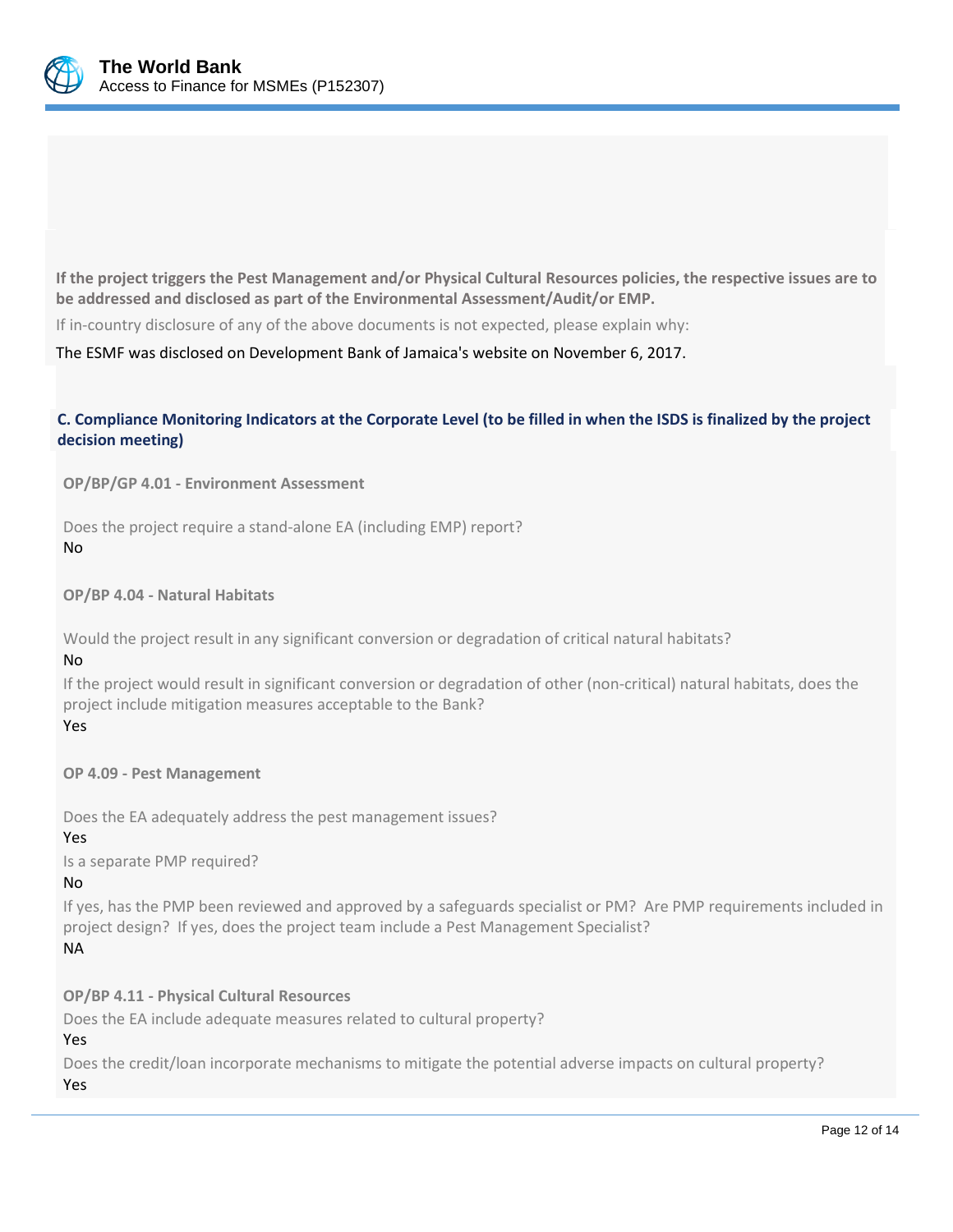**If the project triggers the Pest Management and/or Physical Cultural Resources policies, the respective issues are to be addressed and disclosed as part of the Environmental Assessment/Audit/or EMP.**

If in-country disclosure of any of the above documents is not expected, please explain why:

The ESMF was disclosed on Development Bank of Jamaica's website on November 6, 2017.

### C. Compliance Monitoring Indicators at the Corporate Level (to be filled in when the ISDS is finalized by the project decision meeting)

**OP/BP/GP 4.01 - Environment Assessment**

Does the project require a stand-alone EA (including EMP) report?
No

**OP/BP 4.04 - Natural Habitats**

Would the project result in any significant conversion or degradation of critical natural habitats?
No

If the project would result in significant conversion or degradation of other (non-critical) natural habitats, does the project include mitigation measures acceptable to the Bank?
Yes

**OP 4.09 - Pest Management**

Does the EA adequately address the pest management issues?
Yes

Is a separate PMP required?
No

If yes, has the PMP been reviewed and approved by a safeguards specialist or PM? Are PMP requirements included in project design? If yes, does the project team include a Pest Management Specialist?
NA

**OP/BP 4.11 - Physical Cultural Resources**

Does the EA include adequate measures related to cultural property?
Yes

Does the credit/loan incorporate mechanisms to mitigate the potential adverse impacts on cultural property?
Yes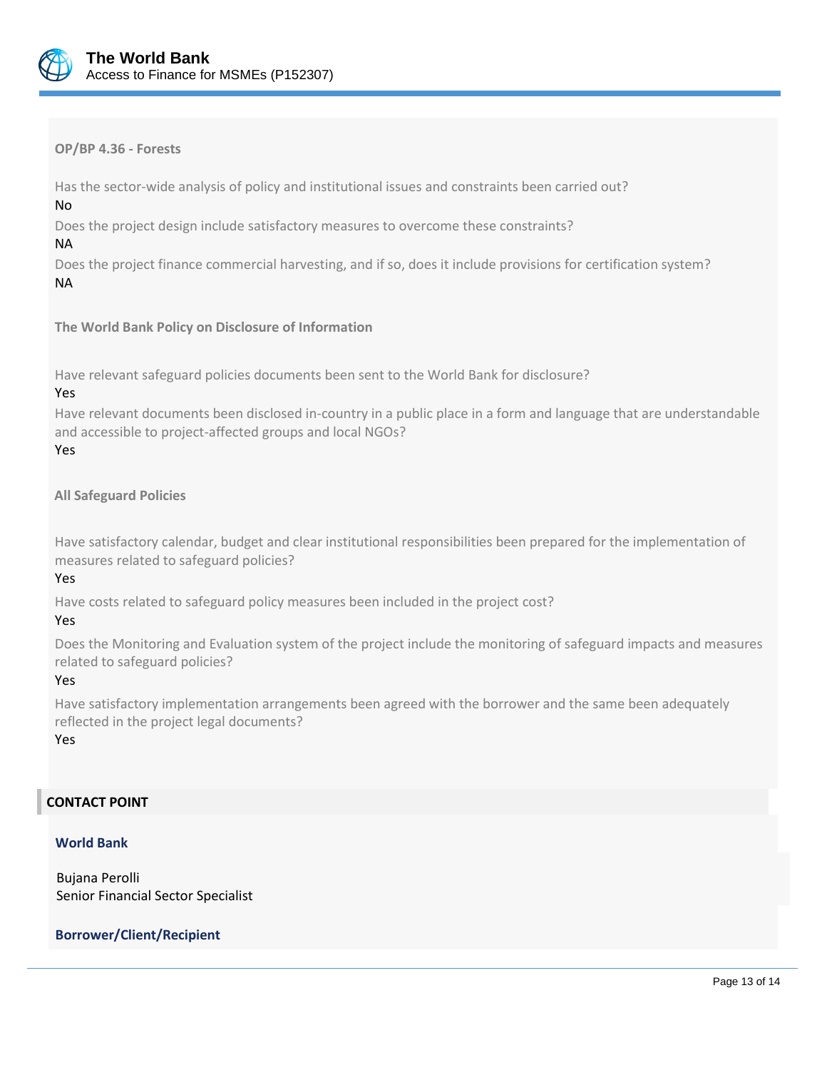### OP/BP 4.36 - Forests

Has the sector-wide analysis of policy and institutional issues and constraints been carried out?

No

Does the project design include satisfactory measures to overcome these constraints?

NA

Does the project finance commercial harvesting, and if so, does it include provisions for certification system?

NA

### The World Bank Policy on Disclosure of Information

Have relevant safeguard policies documents been sent to the World Bank for disclosure?

Yes

Have relevant documents been disclosed in-country in a public place in a form and language that are understandable and accessible to project-affected groups and local NGOs?

Yes

### All Safeguard Policies

Have satisfactory calendar, budget and clear institutional responsibilities been prepared for the implementation of measures related to safeguard policies?

Yes

Have costs related to safeguard policy measures been included in the project cost?

Yes

Does the Monitoring and Evaluation system of the project include the monitoring of safeguard impacts and measures related to safeguard policies?

Yes

Have satisfactory implementation arrangements been agreed with the borrower and the same been adequately reflected in the project legal documents?

Yes

## CONTACT POINT

### World Bank

Bujana Perolli
Senior Financial Sector Specialist

### Borrower/Client/Recipient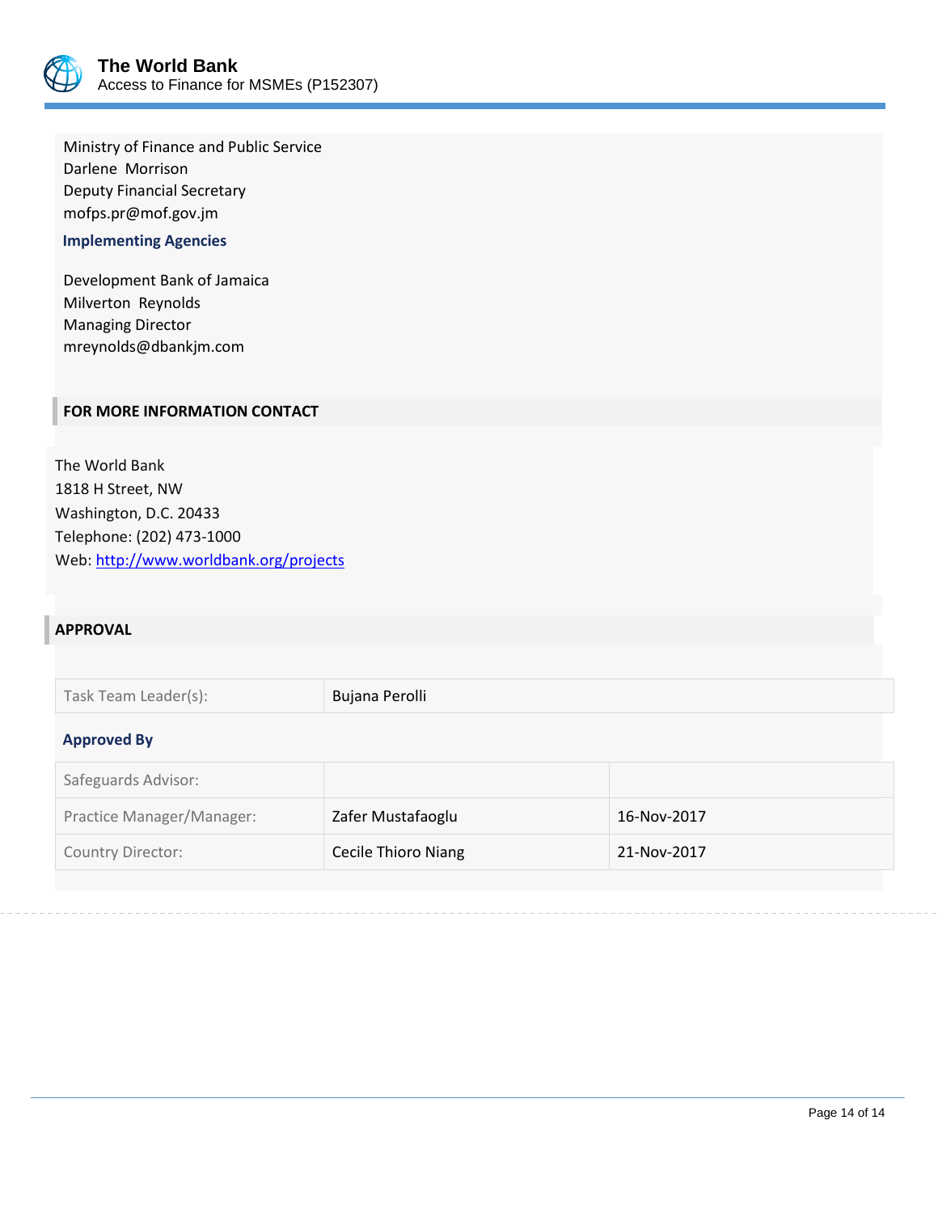Ministry of Finance and Public Service
Darlene Morrison
Deputy Financial Secretary
mofps.pr@mof.gov.jm

### Implementing Agencies

Development Bank of Jamaica
Milverton Reynolds
Managing Director
mreynolds@dbankjm.com

## FOR MORE INFORMATION CONTACT

The World Bank
1818 H Street, NW
Washington, D.C. 20433
Telephone: (202) 473-1000
Web: http://www.worldbank.org/projects

## APPROVAL

| | |
|---|---|
| Task Team Leader(s): | Bujana Perolli |

### Approved By

| | | |
|---|---|---|
| Safeguards Advisor: | | |
| Practice Manager/Manager: | Zafer Mustafaoglu | 16-Nov-2017 |
| Country Director: | Cecile Thioro Niang | 21-Nov-2017 |